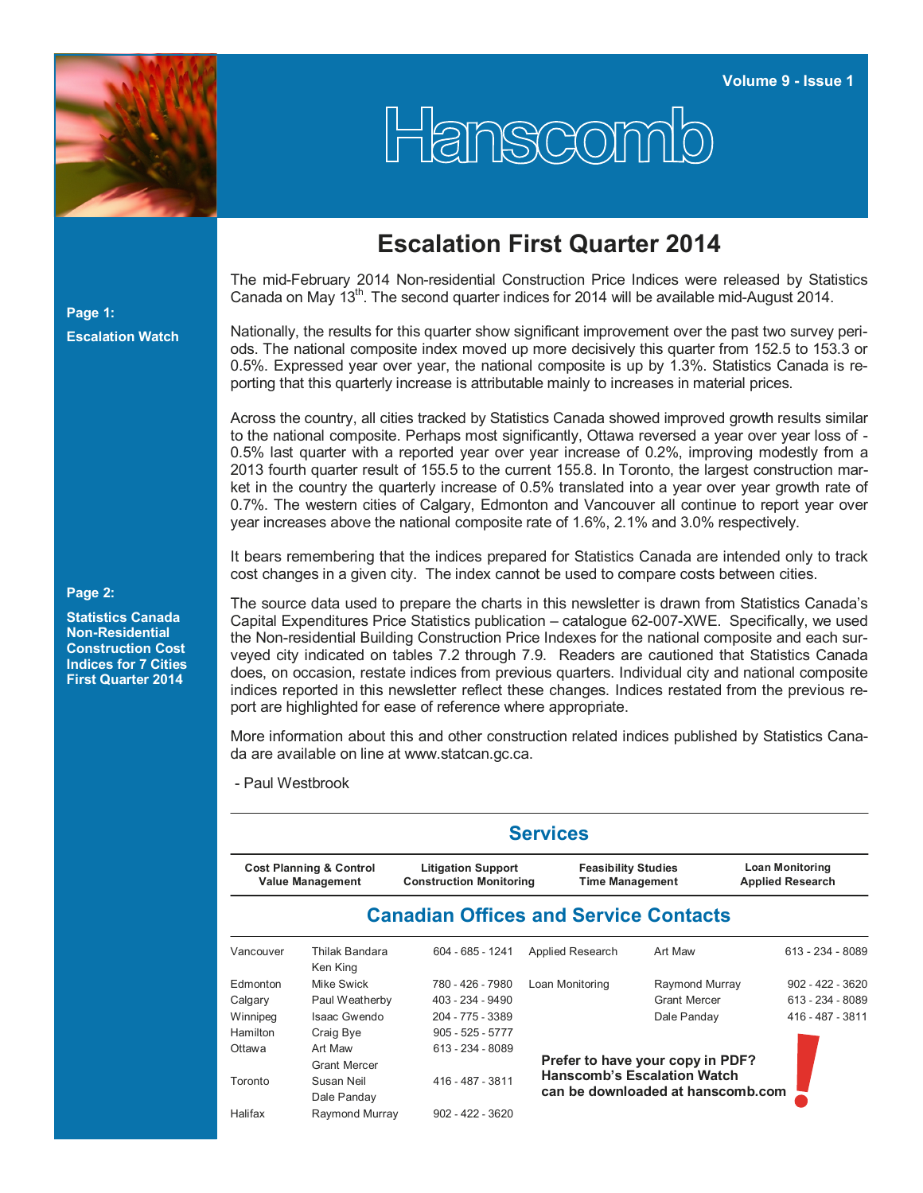Volume 9 - Issue 1

# Hanscomb

**Page 1:**

**Escalation Watch**

**Page 2:**

**Statistics Canada Non-Residential Construction Cost Indices for 7 Cities First Quarter 2014**

## Escalation First Quarter 2014

The mid-February 2014 Non-residential Construction Price Indices were released by Statistics Canada on May 13th. The second quarter indices for 2014 will be available mid-August 2014.

Nationally, the results for this quarter show significant improvement over the past two survey periods. The national composite index moved up more decisively this quarter from 152.5 to 153.3 or 0.5%. Expressed year over year, the national composite is up by 1.3%. Statistics Canada is reporting that this quarterly increase is attributable mainly to increases in material prices.

Across the country, all cities tracked by Statistics Canada showed improved growth results similar to the national composite. Perhaps most significantly, Ottawa reversed a year over year loss of -0.5% last quarter with a reported year over year increase of 0.2%, improving modestly from a 2013 fourth quarter result of 155.5 to the current 155.8. In Toronto, the largest construction market in the country the quarterly increase of 0.5% translated into a year over year growth rate of 0.7%. The western cities of Calgary, Edmonton and Vancouver all continue to report year over year increases above the national composite rate of 1.6%, 2.1% and 3.0% respectively.

It bears remembering that the indices prepared for Statistics Canada are intended only to track cost changes in a given city. The index cannot be used to compare costs between cities.

The source data used to prepare the charts in this newsletter is drawn from Statistics Canada's Capital Expenditures Price Statistics publication – catalogue 62-007-XWE. Specifically, we used the Non-residential Building Construction Price Indexes for the national composite and each surveyed city indicated on tables 7.2 through 7.9. Readers are cautioned that Statistics Canada does, on occasion, restate indices from previous quarters. Individual city and national composite indices reported in this newsletter reflect these changes. Indices restated from the previous report are highlighted for ease of reference where appropriate.

More information about this and other construction related indices published by Statistics Canada are available on line at www.statcan.gc.ca.

- Paul Westbrook

## Services

| Cost Planning & Control<br>Value Management | Litigation Support<br>Construction Monitoring | Feasibility Studies<br>Time Management | Loan Monitoring<br>Applied Research |
|---|---|---|---|

## Canadian Offices and Service Contacts

| City | Contact | Phone |
|---|---|---|
| Vancouver | Thilak Bandara<br>Ken King | 604 - 685 - 1241 |
| Edmonton | Mike Swick | 780 - 426 - 7980 |
| Calgary | Paul Weatherby | 403 - 234 - 9490 |
| Winnipeg | Isaac Gwendo | 204 - 775 - 3389 |
| Hamilton | Craig Bye | 905 - 525 - 5777 |
| Ottawa | Art Maw<br>Grant Mercer | 613 - 234 - 8089 |
| Toronto | Susan Neil<br>Dale Panday | 416 - 487 - 3811 |
| Halifax | Raymond Murray | 902 - 422 - 3620 |

| Service | Contact | Phone |
|---|---|---|
| Applied Research | Art Maw | 613 - 234 - 8089 |
| Loan Monitoring | Raymond Murray | 902 - 422 - 3620 |
| | Grant Mercer | 613 - 234 - 8089 |
| | Dale Panday | 416 - 487 - 3811 |

**Prefer to have your copy in PDF? Hanscomb's Escalation Watch can be downloaded at hanscomb.com**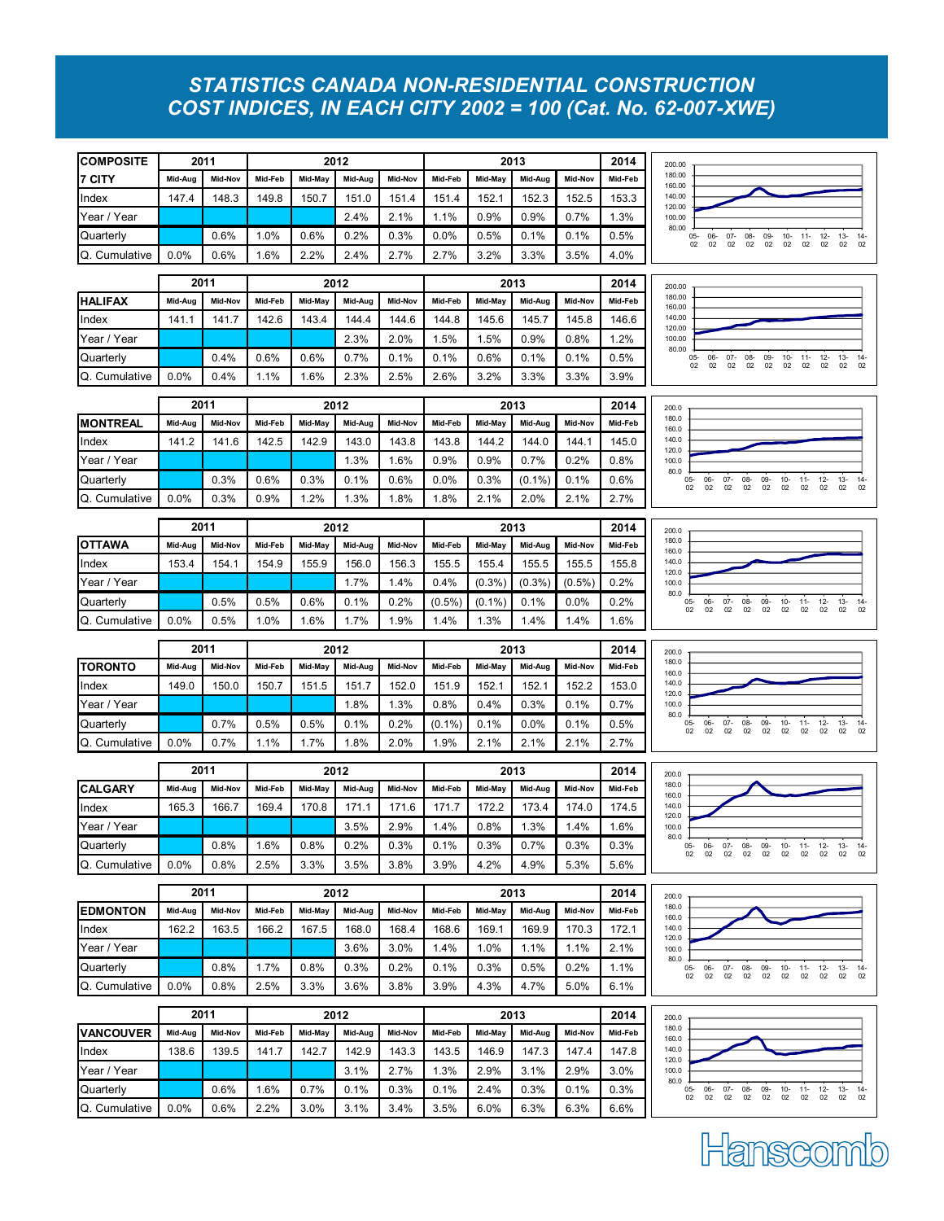# STATISTICS CANADA NON-RESIDENTIAL CONSTRUCTION COST INDICES, IN EACH CITY 2002 = 100 (Cat. No. 62-007-XWE)

| COMPOSITE | 2011 | | 2012 | | | | 2013 | | | | 2014 |
|---|---|---|---|---|---|---|---|---|---|---|---|
| 7 CITY | Mid-Aug | Mid-Nov | Mid-Feb | Mid-May | Mid-Aug | Mid-Nov | Mid-Feb | Mid-May | Mid-Aug | Mid-Nov | Mid-Feb |
| Index | 147.4 | 148.3 | 149.8 | 150.7 | 151.0 | 151.4 | 151.4 | 152.1 | 152.3 | 152.5 | 153.3 |
| Year / Year | | | | | 2.4% | 2.1% | 1.1% | 0.9% | 0.9% | 0.7% | 1.3% |
| Quarterly | | 0.6% | 1.0% | 0.6% | 0.2% | 0.3% | 0.0% | 0.5% | 0.1% | 0.1% | 0.5% |
| Q. Cumulative | 0.0% | 0.6% | 1.6% | 2.2% | 2.4% | 2.7% | 2.7% | 3.2% | 3.3% | 3.5% | 4.0% |

200.00
180.00
160.00
140.00
120.00
100.00
80.00
05-02 06-02 07-02 08-02 09-02 10-02 11-02 12-02 13-02 14-02

| | 2011 | | 2012 | | | | 2013 | | | | 2014 |
|---|---|---|---|---|---|---|---|---|---|---|---|
| HALIFAX | Mid-Aug | Mid-Nov | Mid-Feb | Mid-May | Mid-Aug | Mid-Nov | Mid-Feb | Mid-May | Mid-Aug | Mid-Nov | Mid-Feb |
| Index | 141.1 | 141.7 | 142.6 | 143.4 | 144.4 | 144.6 | 144.8 | 145.6 | 145.7 | 145.8 | 146.6 |
| Year / Year | | | | | 2.3% | 2.0% | 1.5% | 1.5% | 0.9% | 0.8% | 1.2% |
| Quarterly | | 0.4% | 0.6% | 0.6% | 0.7% | 0.1% | 0.1% | 0.6% | 0.1% | 0.1% | 0.5% |
| Q. Cumulative | 0.0% | 0.4% | 1.1% | 1.6% | 2.3% | 2.5% | 2.6% | 3.2% | 3.3% | 3.3% | 3.9% |

200.00
180.00
160.00
140.00
120.00
100.00
80.00
05-02 06-02 07-02 08-02 09-02 10-02 11-02 12-02 13-02 14-02

| | 2011 | | 2012 | | | | 2013 | | | | 2014 |
|---|---|---|---|---|---|---|---|---|---|---|---|
| MONTREAL | Mid-Aug | Mid-Nov | Mid-Feb | Mid-May | Mid-Aug | Mid-Nov | Mid-Feb | Mid-May | Mid-Aug | Mid-Nov | Mid-Feb |
| Index | 141.2 | 141.6 | 142.5 | 142.9 | 143.0 | 143.8 | 143.8 | 144.2 | 144.0 | 144.1 | 145.0 |
| Year / Year | | | | | 1.3% | 1.6% | 0.9% | 0.9% | 0.7% | 0.2% | 0.8% |
| Quarterly | | 0.3% | 0.6% | 0.3% | 0.1% | 0.6% | 0.0% | 0.3% | (0.1%) | 0.1% | 0.6% |
| Q. Cumulative | 0.0% | 0.3% | 0.9% | 1.2% | 1.3% | 1.8% | 1.8% | 2.1% | 2.0% | 2.1% | 2.7% |

200.0
180.0
160.0
140.0
120.0
100.0
80.0
05-02 06-02 07-02 08-02 09-02 10-02 11-02 12-02 13-02 14-02

| | 2011 | | 2012 | | | | 2013 | | | | 2014 |
|---|---|---|---|---|---|---|---|---|---|---|---|
| OTTAWA | Mid-Aug | Mid-Nov | Mid-Feb | Mid-May | Mid-Aug | Mid-Nov | Mid-Feb | Mid-May | Mid-Aug | Mid-Nov | Mid-Feb |
| Index | 153.4 | 154.1 | 154.9 | 155.9 | 156.0 | 156.3 | 155.5 | 155.4 | 155.5 | 155.5 | 155.8 |
| Year / Year | | | | | 1.7% | 1.4% | 0.4% | (0.3%) | (0.3%) | (0.5%) | 0.2% |
| Quarterly | | 0.5% | 0.5% | 0.6% | 0.1% | 0.2% | (0.5%) | (0.1%) | 0.1% | 0.0% | 0.2% |
| Q. Cumulative | 0.0% | 0.5% | 1.0% | 1.6% | 1.7% | 1.9% | 1.4% | 1.3% | 1.4% | 1.4% | 1.6% |

200.0
180.0
160.0
140.0
120.0
100.0
80.0
05-02 06-02 07-02 08-02 09-02 10-02 11-02 12-02 13-02 14-02

| | 2011 | | 2012 | | | | 2013 | | | | 2014 |
|---|---|---|---|---|---|---|---|---|---|---|---|
| TORONTO | Mid-Aug | Mid-Nov | Mid-Feb | Mid-May | Mid-Aug | Mid-Nov | Mid-Feb | Mid-May | Mid-Aug | Mid-Nov | Mid-Feb |
| Index | 149.0 | 150.0 | 150.7 | 151.5 | 151.7 | 152.0 | 151.9 | 152.1 | 152.1 | 152.2 | 153.0 |
| Year / Year | | | | | 1.8% | 1.3% | 0.8% | 0.4% | 0.3% | 0.1% | 0.7% |
| Quarterly | | 0.7% | 0.5% | 0.5% | 0.1% | 0.2% | (0.1%) | 0.1% | 0.0% | 0.1% | 0.5% |
| Q. Cumulative | 0.0% | 0.7% | 1.1% | 1.7% | 1.8% | 2.0% | 1.9% | 2.1% | 2.1% | 2.1% | 2.7% |

200.0
180.0
160.0
140.0
120.0
100.0
80.0
05-02 06-02 07-02 08-02 09-02 10-02 11-02 12-02 13-02 14-02

| | 2011 | | 2012 | | | | 2013 | | | | 2014 |
|---|---|---|---|---|---|---|---|---|---|---|---|
| CALGARY | Mid-Aug | Mid-Nov | Mid-Feb | Mid-May | Mid-Aug | Mid-Nov | Mid-Feb | Mid-May | Mid-Aug | Mid-Nov | Mid-Feb |
| Index | 165.3 | 166.7 | 169.4 | 170.8 | 171.1 | 171.6 | 171.7 | 172.2 | 173.4 | 174.0 | 174.5 |
| Year / Year | | | | | 3.5% | 2.9% | 1.4% | 0.8% | 1.3% | 1.4% | 1.6% |
| Quarterly | | 0.8% | 1.6% | 0.8% | 0.2% | 0.3% | 0.1% | 0.3% | 0.7% | 0.3% | 0.3% |
| Q. Cumulative | 0.0% | 0.8% | 2.5% | 3.3% | 3.5% | 3.8% | 3.9% | 4.2% | 4.9% | 5.3% | 5.6% |

200.0
180.0
160.0
140.0
120.0
100.0
80.0
05-02 06-02 07-02 08-02 09-02 10-02 11-02 12-02 13-02 14-02

| | 2011 | | 2012 | | | | 2013 | | | | 2014 |
|---|---|---|---|---|---|---|---|---|---|---|---|
| EDMONTON | Mid-Aug | Mid-Nov | Mid-Feb | Mid-May | Mid-Aug | Mid-Nov | Mid-Feb | Mid-May | Mid-Aug | Mid-Nov | Mid-Feb |
| Index | 162.2 | 163.5 | 166.2 | 167.5 | 168.0 | 168.4 | 168.6 | 169.1 | 169.9 | 170.3 | 172.1 |
| Year / Year | | | | | 3.6% | 3.0% | 1.4% | 1.0% | 1.1% | 1.1% | 2.1% |
| Quarterly | | 0.8% | 1.7% | 0.8% | 0.3% | 0.2% | 0.1% | 0.3% | 0.5% | 0.2% | 1.1% |
| Q. Cumulative | 0.0% | 0.8% | 2.5% | 3.3% | 3.6% | 3.8% | 3.9% | 4.3% | 4.7% | 5.0% | 6.1% |

200.0
180.0
160.0
140.0
120.0
100.0
80.0
05-02 06-02 07-02 08-02 09-02 10-02 11-02 12-02 13-02 14-02

| | 2011 | | 2012 | | | | 2013 | | | | 2014 |
|---|---|---|---|---|---|---|---|---|---|---|---|
| VANCOUVER | Mid-Aug | Mid-Nov | Mid-Feb | Mid-May | Mid-Aug | Mid-Nov | Mid-Feb | Mid-May | Mid-Aug | Mid-Nov | Mid-Feb |
| Index | 138.6 | 139.5 | 141.7 | 142.7 | 142.9 | 143.3 | 143.5 | 146.9 | 147.3 | 147.4 | 147.8 |
| Year / Year | | | | | 3.1% | 2.7% | 1.3% | 2.9% | 3.1% | 2.9% | 3.0% |
| Quarterly | | 0.6% | 1.6% | 0.7% | 0.1% | 0.3% | 0.1% | 2.4% | 0.3% | 0.1% | 0.3% |
| Q. Cumulative | 0.0% | 0.6% | 2.2% | 3.0% | 3.1% | 3.4% | 3.5% | 6.0% | 6.3% | 6.3% | 6.6% |

200.0
180.0
160.0
140.0
120.0
100.0
80.0
05-02 06-02 07-02 08-02 09-02 10-02 11-02 12-02 13-02 14-02

Hanscomb